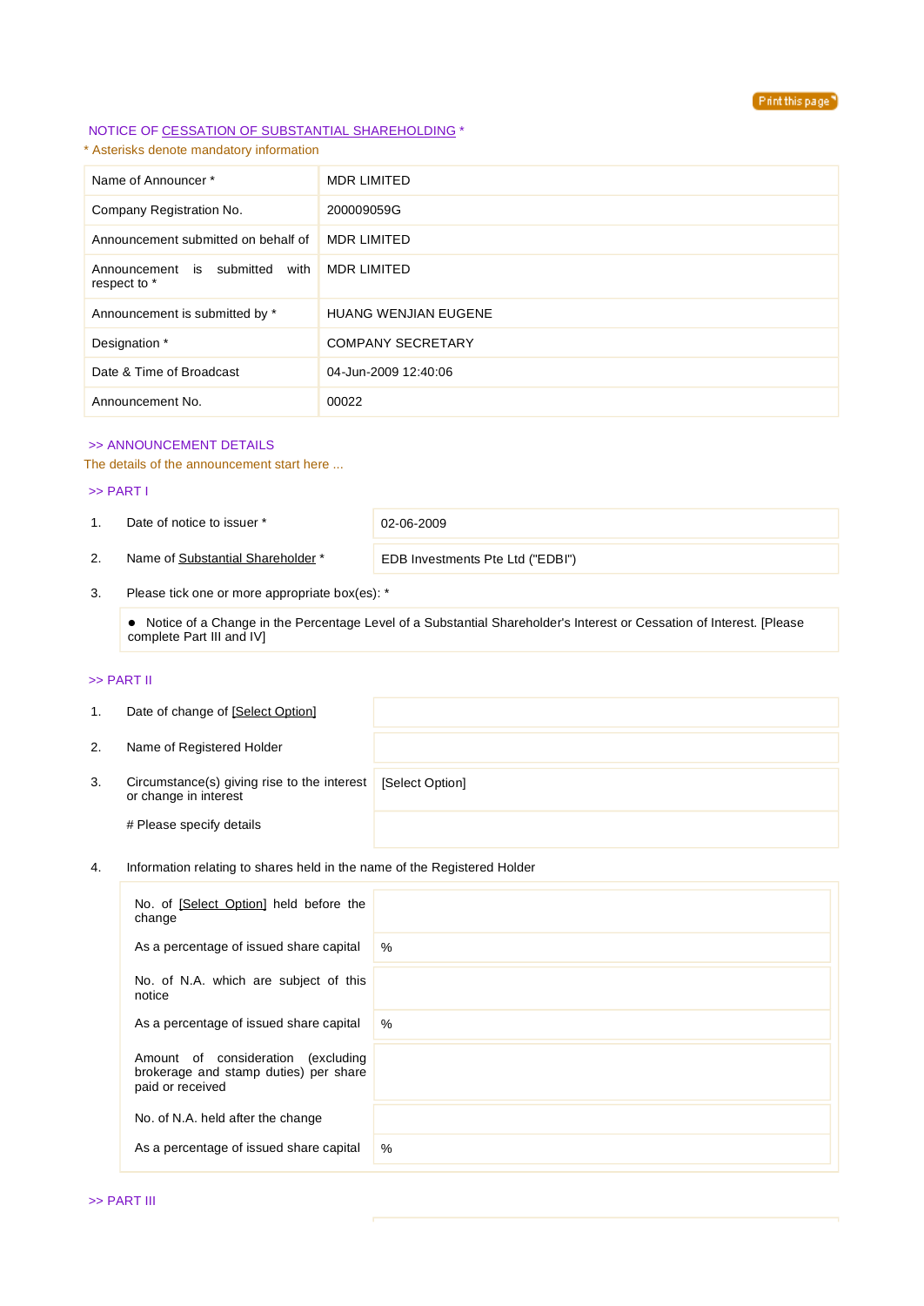NOTICE OF CESSATION OF SUBSTANTIAL SHAREHOLDING *

\* Asterisks denote mandatory information

| | |
|---|---|
| Name of Announcer * | MDR LIMITED |
| Company Registration No. | 200009059G |
| Announcement submitted on behalf of | MDR LIMITED |
| Announcement is submitted with respect to * | MDR LIMITED |
| Announcement is submitted by * | HUANG WENJIAN EUGENE |
| Designation * | COMPANY SECRETARY |
| Date & Time of Broadcast | 04-Jun-2009 12:40:06 |
| Announcement No. | 00022 |

>> ANNOUNCEMENT DETAILS

The details of the announcement start here ...

>> PART I

| | | |
|---|---|---|
| 1. | Date of notice to issuer * | 02-06-2009 |
| 2. | Name of Substantial Shareholder * | EDB Investments Pte Ltd ("EDBI") |

3. Please tick one or more appropriate box(es): *

- Notice of a Change in the Percentage Level of a Substantial Shareholder's Interest or Cessation of Interest. [Please complete Part III and IV]

>> PART II

| | | |
|---|---|---|
| 1. | Date of change of [Select Option] | |
| 2. | Name of Registered Holder | |
| 3. | Circumstance(s) giving rise to the interest or change in interest | [Select Option] |
| | # Please specify details | |

4. Information relating to shares held in the name of the Registered Holder

| | |
|---|---|
| No. of [Select Option] held before the change | |
| As a percentage of issued share capital | % |
| No. of N.A. which are subject of this notice | |
| As a percentage of issued share capital | % |
| Amount of consideration (excluding brokerage and stamp duties) per share paid or received | |
| No. of N.A. held after the change | |
| As a percentage of issued share capital | % |

>> PART III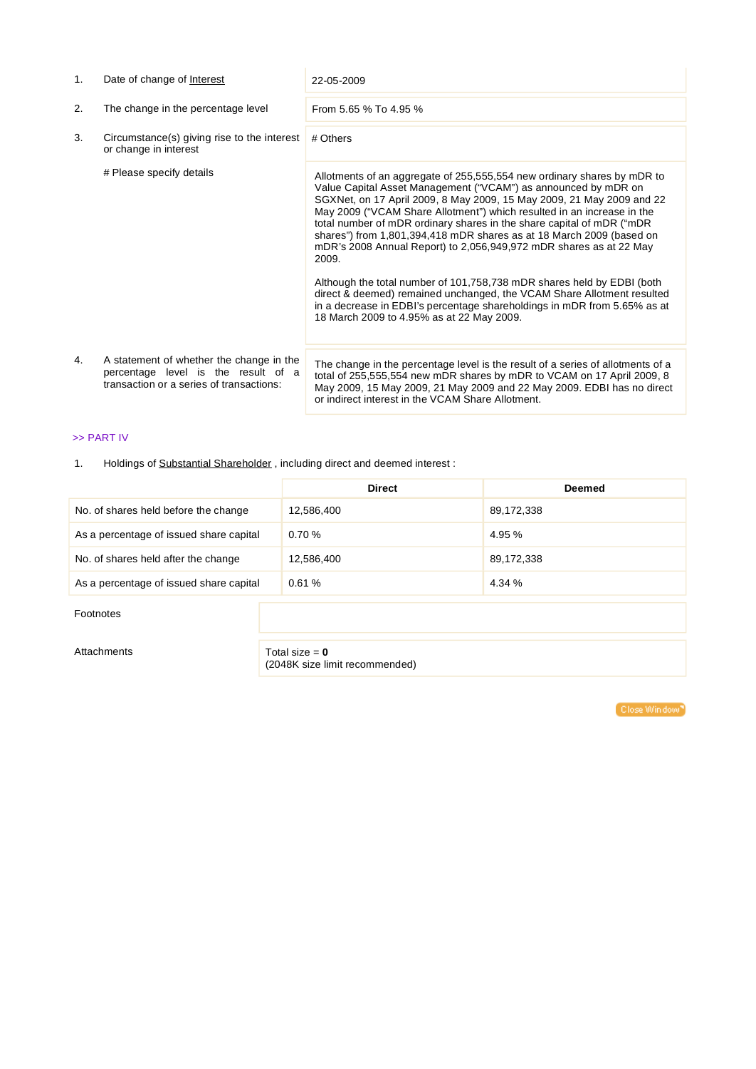| | | |
|---|---|---|
| 1. | Date of change of Interest | 22-05-2009 |
| 2. | The change in the percentage level | From 5.65 % To 4.95 % |
| 3. | Circumstance(s) giving rise to the interest or change in interest | # Others |
| | # Please specify details | Allotments of an aggregate of 255,555,554 new ordinary shares by mDR to Value Capital Asset Management ("VCAM") as announced by mDR on SGXNet, on 17 April 2009, 8 May 2009, 15 May 2009, 21 May 2009 and 22 May 2009 ("VCAM Share Allotment") which resulted in an increase in the total number of mDR ordinary shares in the share capital of mDR ("mDR shares") from 1,801,394,418 mDR shares as at 18 March 2009 (based on mDR's 2008 Annual Report) to 2,056,949,972 mDR shares as at 22 May 2009.<br><br>Although the total number of 101,758,738 mDR shares held by EDBI (both direct & deemed) remained unchanged, the VCAM Share Allotment resulted in a decrease in EDBI's percentage shareholdings in mDR from 5.65% as at 18 March 2009 to 4.95% as at 22 May 2009. |
| 4. | A statement of whether the change in the percentage level is the result of a transaction or a series of transactions: | The change in the percentage level is the result of a series of allotments of a total of 255,555,554 new mDR shares by mDR to VCAM on 17 April 2009, 8 May 2009, 15 May 2009, 21 May 2009 and 22 May 2009. EDBI has no direct or indirect interest in the VCAM Share Allotment. |

>> PART IV

1. Holdings of Substantial Shareholder , including direct and deemed interest :

| | Direct | Deemed |
|---|---|---|
| No. of shares held before the change | 12,586,400 | 89,172,338 |
| As a percentage of issued share capital | 0.70 % | 4.95 % |
| No. of shares held after the change | 12,586,400 | 89,172,338 |
| As a percentage of issued share capital | 0.61 % | 4.34 % |

| | |
|---|---|
| Footnotes | |
| Attachments | Total size = **0**<br>(2048K size limit recommended) |

Close Window